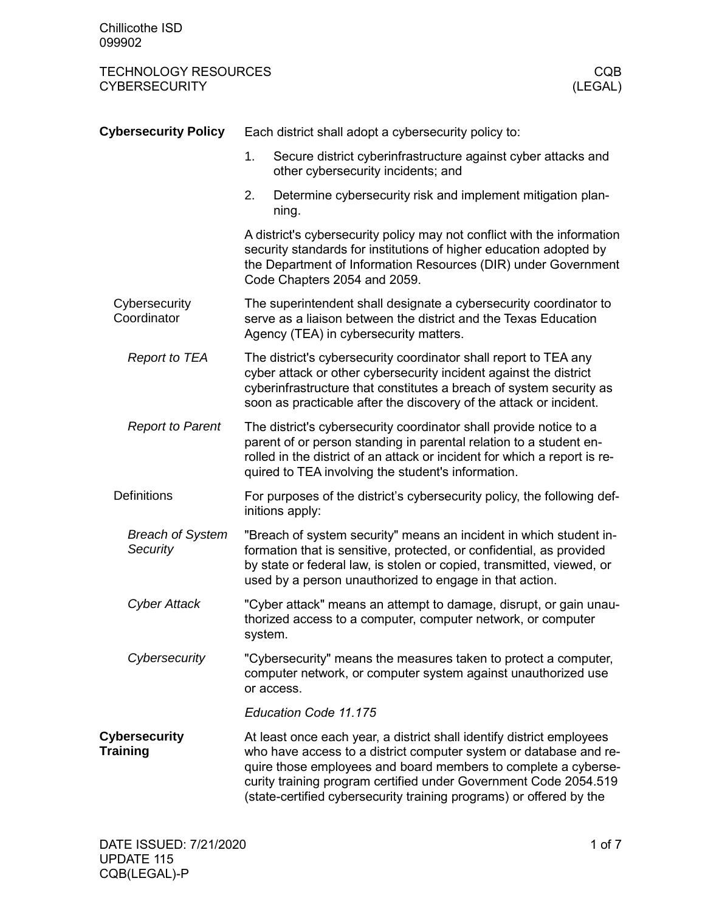Chillicothe ISD
099902

# TECHNOLOGY RESOURCES — CYBERSECURITY — CQB (LEGAL)

## Cybersecurity Policy

Each district shall adopt a cybersecurity policy to:

1. Secure district cyberinfrastructure against cyber attacks and other cybersecurity incidents; and
2. Determine cybersecurity risk and implement mitigation planning.

A district's cybersecurity policy may not conflict with the information security standards for institutions of higher education adopted by the Department of Information Resources (DIR) under Government Code Chapters 2054 and 2059.

### Cybersecurity Coordinator

The superintendent shall designate a cybersecurity coordinator to serve as a liaison between the district and the Texas Education Agency (TEA) in cybersecurity matters.

#### *Report to TEA*

The district's cybersecurity coordinator shall report to TEA any cyber attack or other cybersecurity incident against the district cyberinfrastructure that constitutes a breach of system security as soon as practicable after the discovery of the attack or incident.

#### *Report to Parent*

The district's cybersecurity coordinator shall provide notice to a parent of or person standing in parental relation to a student enrolled in the district of an attack or incident for which a report is required to TEA involving the student's information.

### Definitions

For purposes of the district's cybersecurity policy, the following definitions apply:

#### *Breach of System Security*

"Breach of system security" means an incident in which student information that is sensitive, protected, or confidential, as provided by state or federal law, is stolen or copied, transmitted, viewed, or used by a person unauthorized to engage in that action.

#### *Cyber Attack*

"Cyber attack" means an attempt to damage, disrupt, or gain unauthorized access to a computer, computer network, or computer system.

#### *Cybersecurity*

"Cybersecurity" means the measures taken to protect a computer, computer network, or computer system against unauthorized use or access.

*Education Code 11.175*

## Cybersecurity Training

At least once each year, a district shall identify district employees who have access to a district computer system or database and require those employees and board members to complete a cybersecurity training program certified under Government Code 2054.519 (state-certified cybersecurity training programs) or offered by the

DATE ISSUED: 7/21/2020
UPDATE 115
CQB(LEGAL)-P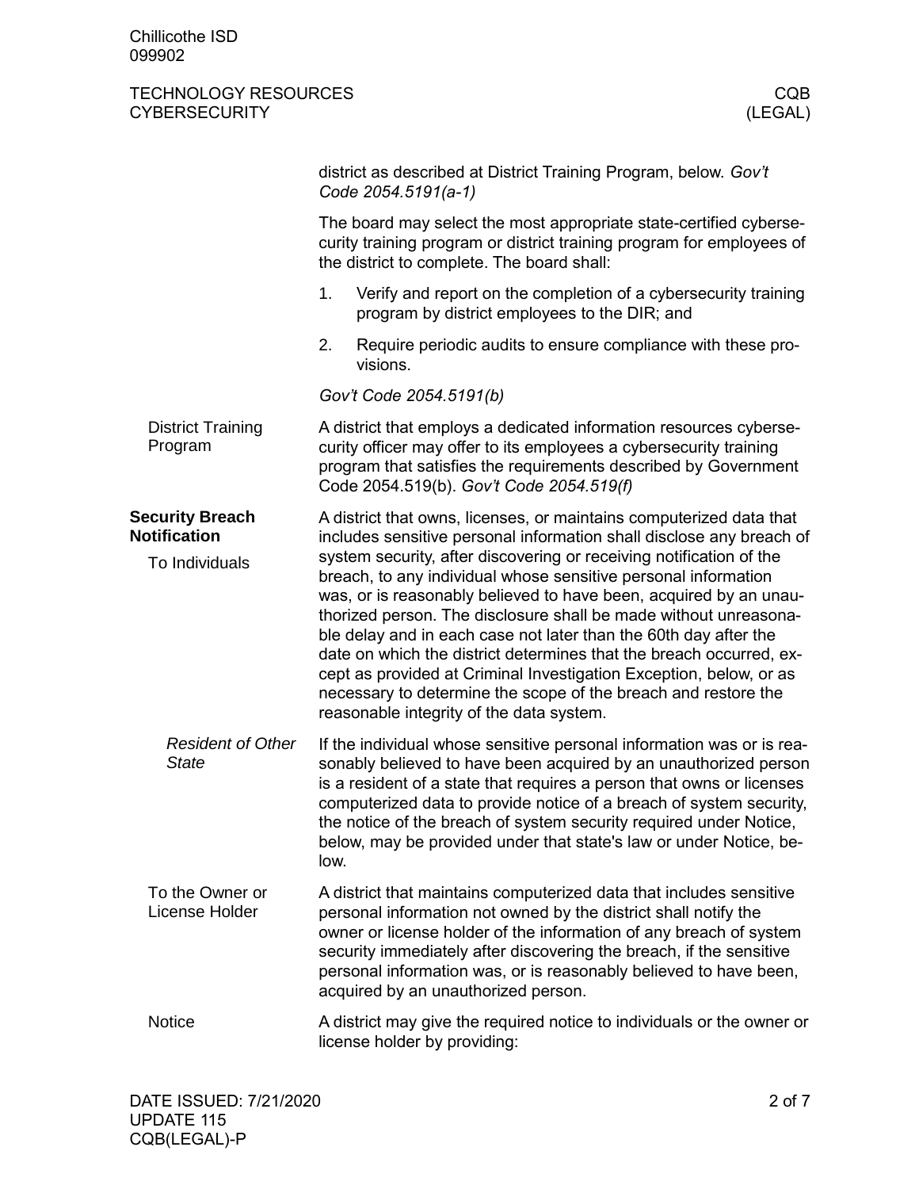district as described at District Training Program, below. *Gov't Code 2054.5191(a-1)*

The board may select the most appropriate state-certified cybersecurity training program or district training program for employees of the district to complete. The board shall:

1. Verify and report on the completion of a cybersecurity training program by district employees to the DIR; and
2. Require periodic audits to ensure compliance with these provisions.

*Gov't Code 2054.5191(b)*

### District Training Program

A district that employs a dedicated information resources cybersecurity officer may offer to its employees a cybersecurity training program that satisfies the requirements described by Government Code 2054.519(b). *Gov't Code 2054.519(f)*

## Security Breach Notification

### To Individuals

A district that owns, licenses, or maintains computerized data that includes sensitive personal information shall disclose any breach of system security, after discovering or receiving notification of the breach, to any individual whose sensitive personal information was, or is reasonably believed to have been, acquired by an unauthorized person. The disclosure shall be made without unreasonable delay and in each case not later than the 60th day after the date on which the district determines that the breach occurred, except as provided at Criminal Investigation Exception, below, or as necessary to determine the scope of the breach and restore the reasonable integrity of the data system.

#### *Resident of Other State*

If the individual whose sensitive personal information was or is reasonably believed to have been acquired by an unauthorized person is a resident of a state that requires a person that owns or licenses computerized data to provide notice of a breach of system security, the notice of the breach of system security required under Notice, below, may be provided under that state's law or under Notice, below.

### To the Owner or License Holder

A district that maintains computerized data that includes sensitive personal information not owned by the district shall notify the owner or license holder of the information of any breach of system security immediately after discovering the breach, if the sensitive personal information was, or is reasonably believed to have been, acquired by an unauthorized person.

### Notice

A district may give the required notice to individuals or the owner or license holder by providing: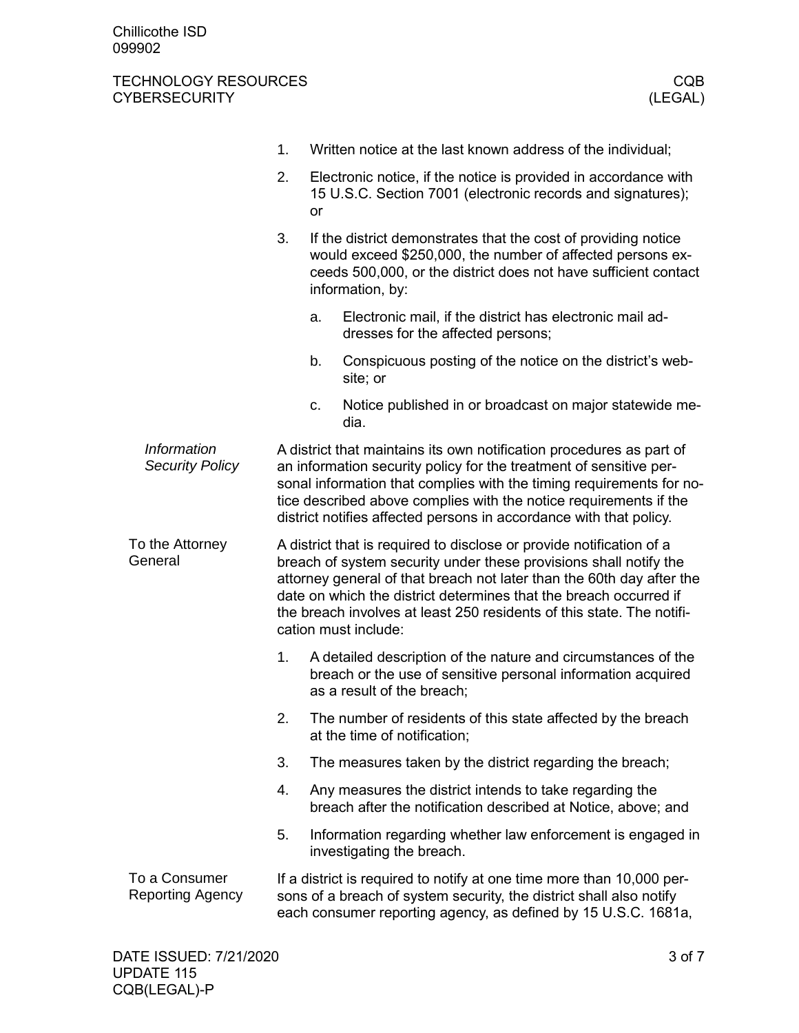1. Written notice at the last known address of the individual;
2. Electronic notice, if the notice is provided in accordance with 15 U.S.C. Section 7001 (electronic records and signatures); or
3. If the district demonstrates that the cost of providing notice would exceed $250,000, the number of affected persons exceeds 500,000, or the district does not have sufficient contact information, by:
   a. Electronic mail, if the district has electronic mail addresses for the affected persons;
   b. Conspicuous posting of the notice on the district's website; or
   c. Notice published in or broadcast on major statewide media.

*Information Security Policy*

A district that maintains its own notification procedures as part of an information security policy for the treatment of sensitive personal information that complies with the timing requirements for notice described above complies with the notice requirements if the district notifies affected persons in accordance with that policy.

### To the Attorney General

A district that is required to disclose or provide notification of a breach of system security under these provisions shall notify the attorney general of that breach not later than the 60th day after the date on which the district determines that the breach occurred if the breach involves at least 250 residents of this state. The notification must include:

1. A detailed description of the nature and circumstances of the breach or the use of sensitive personal information acquired as a result of the breach;
2. The number of residents of this state affected by the breach at the time of notification;
3. The measures taken by the district regarding the breach;
4. Any measures the district intends to take regarding the breach after the notification described at Notice, above; and
5. Information regarding whether law enforcement is engaged in investigating the breach.

### To a Consumer Reporting Agency

If a district is required to notify at one time more than 10,000 persons of a breach of system security, the district shall also notify each consumer reporting agency, as defined by 15 U.S.C. 1681a,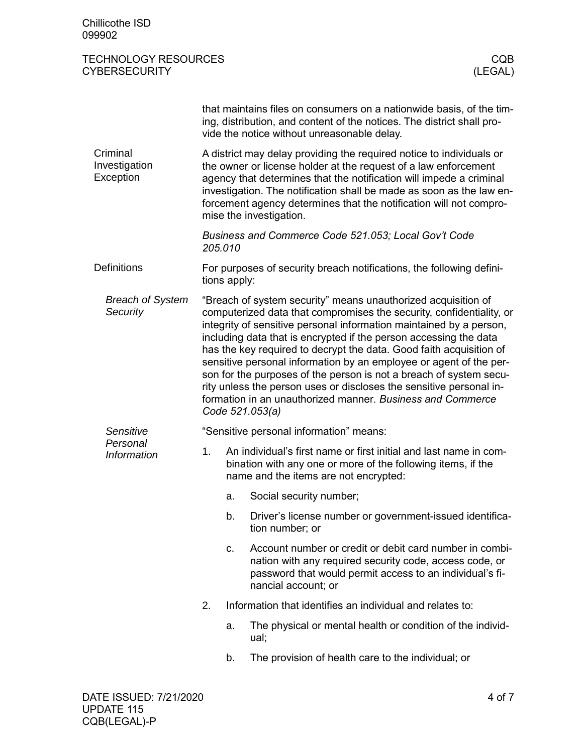that maintains files on consumers on a nationwide basis, of the timing, distribution, and content of the notices. The district shall provide the notice without unreasonable delay.

### Criminal Investigation Exception

A district may delay providing the required notice to individuals or the owner or license holder at the request of a law enforcement agency that determines that the notification will impede a criminal investigation. The notification shall be made as soon as the law enforcement agency determines that the notification will not compromise the investigation.

*Business and Commerce Code 521.053; Local Gov't Code 205.010*

### Definitions

For purposes of security breach notifications, the following definitions apply:

#### *Breach of System Security*

"Breach of system security" means unauthorized acquisition of computerized data that compromises the security, confidentiality, or integrity of sensitive personal information maintained by a person, including data that is encrypted if the person accessing the data has the key required to decrypt the data. Good faith acquisition of sensitive personal information by an employee or agent of the person for the purposes of the person is not a breach of system security unless the person uses or discloses the sensitive personal information in an unauthorized manner. *Business and Commerce Code 521.053(a)*

#### *Sensitive Personal Information*

"Sensitive personal information" means:

1. An individual's first name or first initial and last name in combination with any one or more of the following items, if the name and the items are not encrypted:
   a. Social security number;
   b. Driver's license number or government-issued identification number; or
   c. Account number or credit or debit card number in combination with any required security code, access code, or password that would permit access to an individual's financial account; or
2. Information that identifies an individual and relates to:
   a. The physical or mental health or condition of the individual;
   b. The provision of health care to the individual; or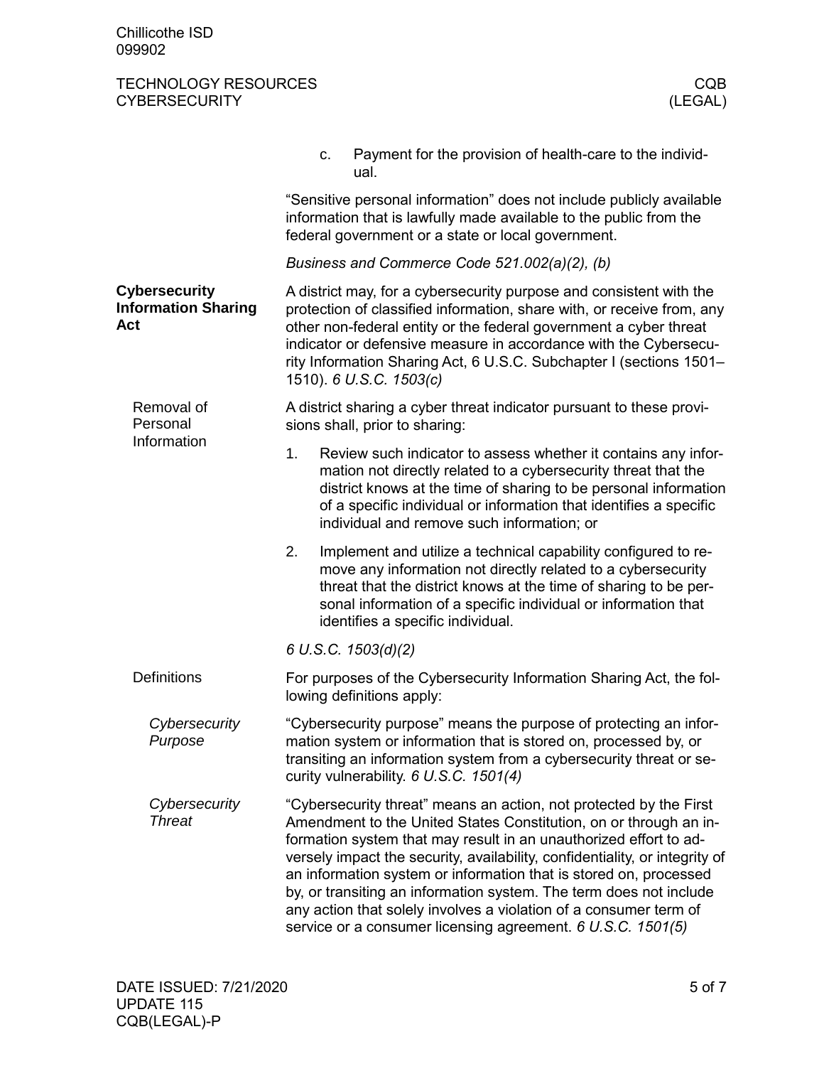c. Payment for the provision of health-care to the individual.

"Sensitive personal information" does not include publicly available information that is lawfully made available to the public from the federal government or a state or local government.

*Business and Commerce Code 521.002(a)(2), (b)*

## Cybersecurity Information Sharing Act

A district may, for a cybersecurity purpose and consistent with the protection of classified information, share with, or receive from, any other non-federal entity or the federal government a cyber threat indicator or defensive measure in accordance with the Cybersecurity Information Sharing Act, 6 U.S.C. Subchapter I (sections 1501–1510). *6 U.S.C. 1503(c)*

### Removal of Personal Information

A district sharing a cyber threat indicator pursuant to these provisions shall, prior to sharing:

1. Review such indicator to assess whether it contains any information not directly related to a cybersecurity threat that the district knows at the time of sharing to be personal information of a specific individual or information that identifies a specific individual and remove such information; or
2. Implement and utilize a technical capability configured to remove any information not directly related to a cybersecurity threat that the district knows at the time of sharing to be personal information of a specific individual or information that identifies a specific individual.

*6 U.S.C. 1503(d)(2)*

### Definitions

For purposes of the Cybersecurity Information Sharing Act, the following definitions apply:

#### *Cybersecurity Purpose*

"Cybersecurity purpose" means the purpose of protecting an information system or information that is stored on, processed by, or transiting an information system from a cybersecurity threat or security vulnerability. *6 U.S.C. 1501(4)*

#### *Cybersecurity Threat*

"Cybersecurity threat" means an action, not protected by the First Amendment to the United States Constitution, on or through an information system that may result in an unauthorized effort to adversely impact the security, availability, confidentiality, or integrity of an information system or information that is stored on, processed by, or transiting an information system. The term does not include any action that solely involves a violation of a consumer term of service or a consumer licensing agreement. *6 U.S.C. 1501(5)*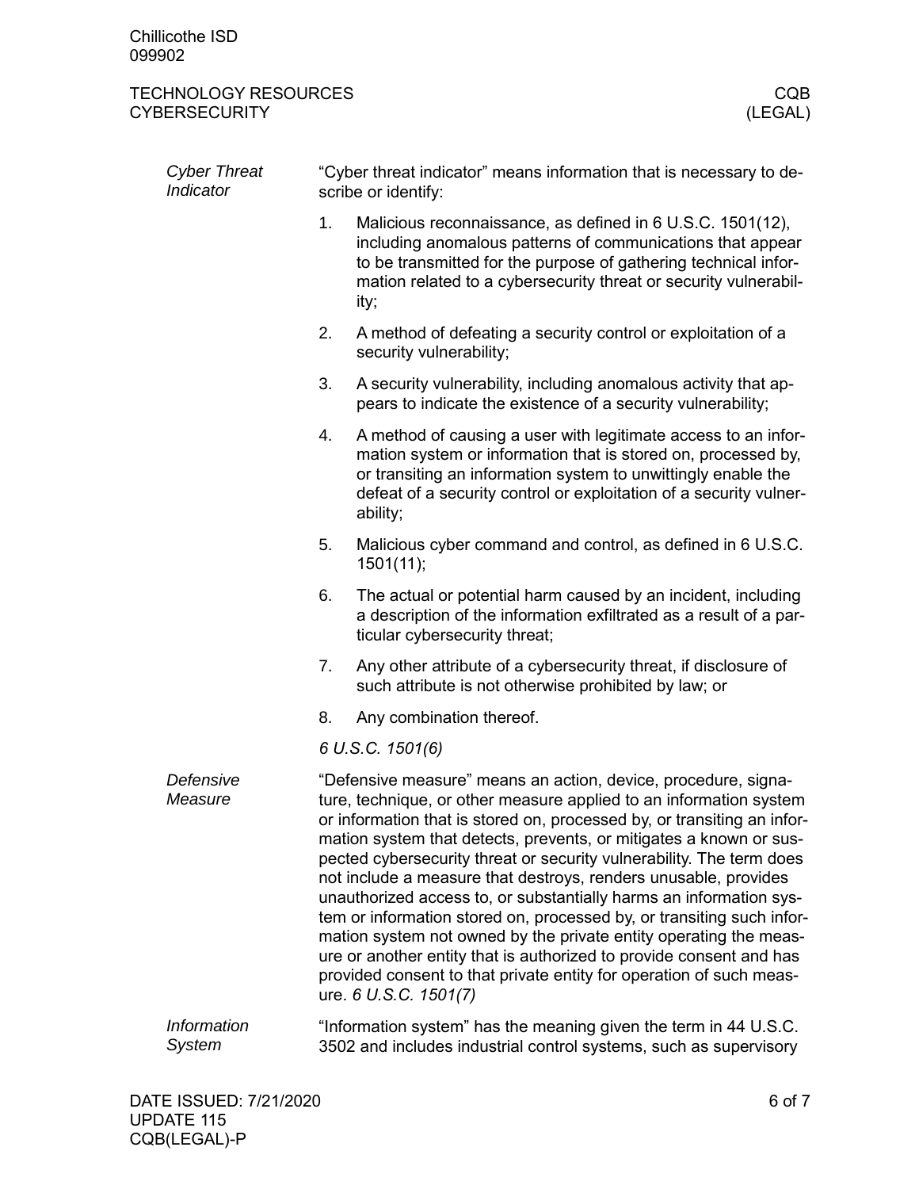### *Cyber Threat Indicator*

"Cyber threat indicator" means information that is necessary to describe or identify:

1. Malicious reconnaissance, as defined in 6 U.S.C. 1501(12), including anomalous patterns of communications that appear to be transmitted for the purpose of gathering technical information related to a cybersecurity threat or security vulnerability;
2. A method of defeating a security control or exploitation of a security vulnerability;
3. A security vulnerability, including anomalous activity that appears to indicate the existence of a security vulnerability;
4. A method of causing a user with legitimate access to an information system or information that is stored on, processed by, or transiting an information system to unwittingly enable the defeat of a security control or exploitation of a security vulnerability;
5. Malicious cyber command and control, as defined in 6 U.S.C. 1501(11);
6. The actual or potential harm caused by an incident, including a description of the information exfiltrated as a result of a particular cybersecurity threat;
7. Any other attribute of a cybersecurity threat, if disclosure of such attribute is not otherwise prohibited by law; or
8. Any combination thereof.

*6 U.S.C. 1501(6)*

### *Defensive Measure*

"Defensive measure" means an action, device, procedure, signature, technique, or other measure applied to an information system or information that is stored on, processed by, or transiting an information system that detects, prevents, or mitigates a known or suspected cybersecurity threat or security vulnerability. The term does not include a measure that destroys, renders unusable, provides unauthorized access to, or substantially harms an information system or information stored on, processed by, or transiting such information system not owned by the private entity operating the measure or another entity that is authorized to provide consent and has provided consent to that private entity for operation of such measure. *6 U.S.C. 1501(7)*

### *Information System*

"Information system" has the meaning given the term in 44 U.S.C. 3502 and includes industrial control systems, such as supervisory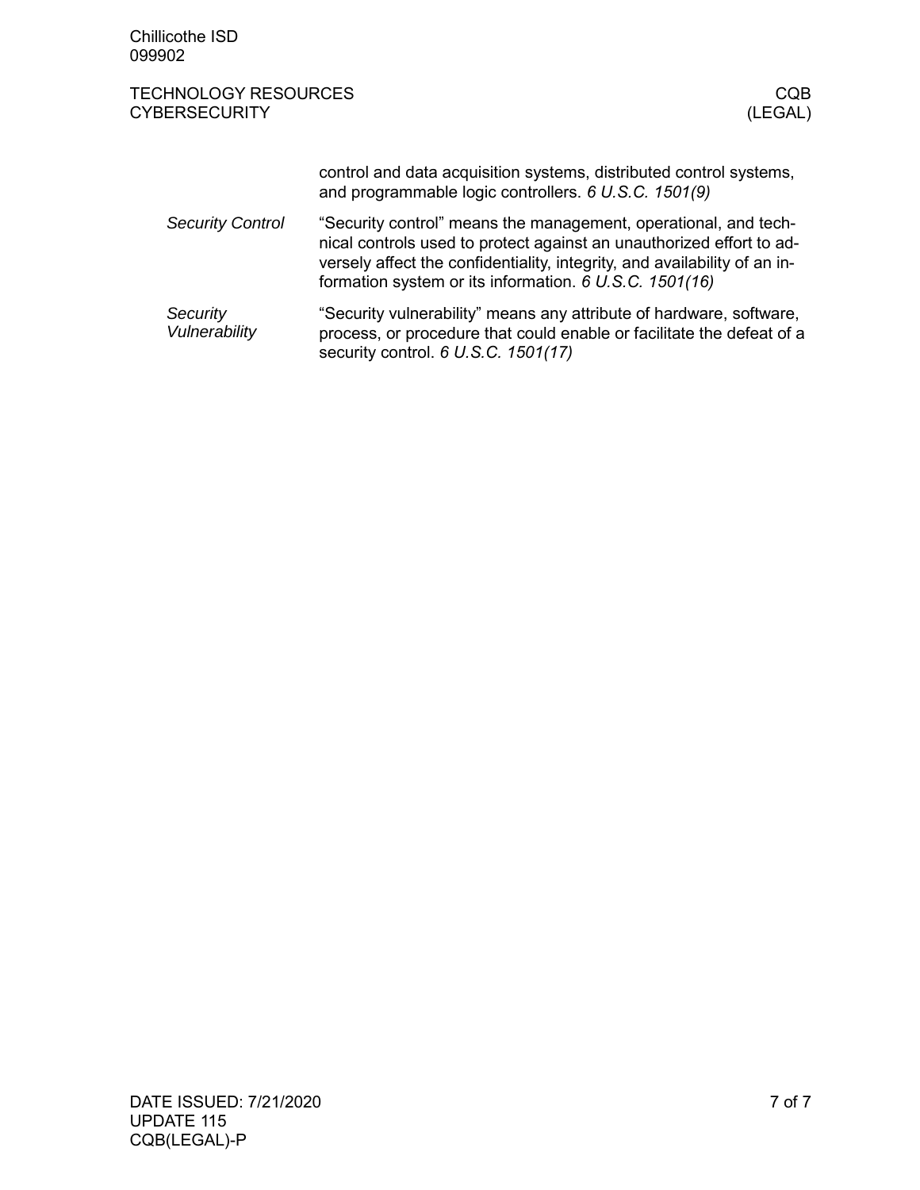control and data acquisition systems, distributed control systems, and programmable logic controllers. *6 U.S.C. 1501(9)*

*Security Control*

"Security control" means the management, operational, and technical controls used to protect against an unauthorized effort to adversely affect the confidentiality, integrity, and availability of an information system or its information. *6 U.S.C. 1501(16)*

*Security Vulnerability*

"Security vulnerability" means any attribute of hardware, software, process, or procedure that could enable or facilitate the defeat of a security control. *6 U.S.C. 1501(17)*